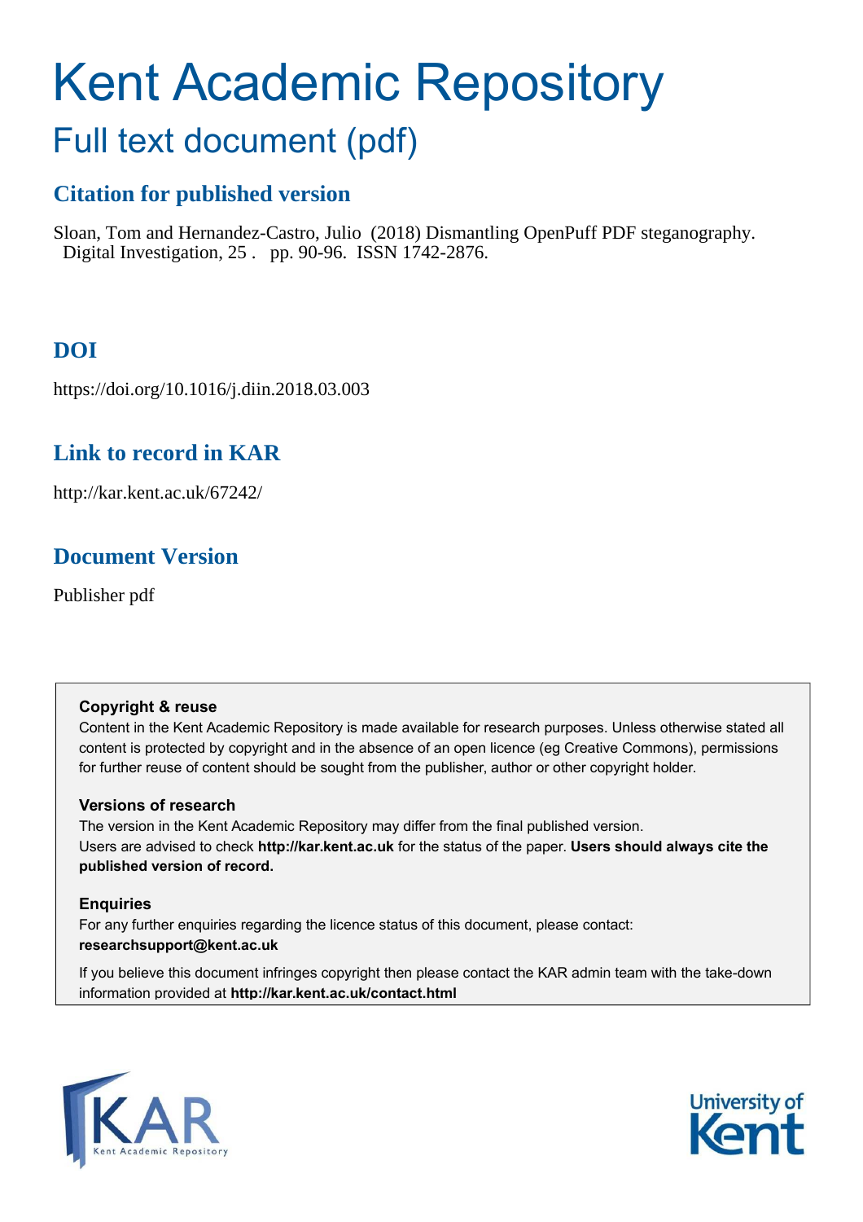# Kent Academic Repository

## Full text document (pdf)

## Citation for published version

Sloan, Tom and Hernandez-Castro, Julio (2018) Dismantling OpenPuff PDF steganography. Digital Investigation, 25 . pp. 90-96. ISSN 1742-2876.

## DOI

https://doi.org/10.1016/j.diin.2018.03.003

## Link to record in KAR

http://kar.kent.ac.uk/67242/

## Document Version

Publisher pdf

### Copyright & reuse

Content in the Kent Academic Repository is made available for research purposes. Unless otherwise stated all content is protected by copyright and in the absence of an open licence (eg Creative Commons), permissions for further reuse of content should be sought from the publisher, author or other copyright holder.

### Versions of research

The version in the Kent Academic Repository may differ from the final published version. Users are advised to check **http://kar.kent.ac.uk** for the status of the paper. **Users should always cite the published version of record.**

### Enquiries

For any further enquiries regarding the licence status of this document, please contact: **researchsupport@kent.ac.uk**

If you believe this document infringes copyright then please contact the KAR admin team with the take-down information provided at **http://kar.kent.ac.uk/contact.html**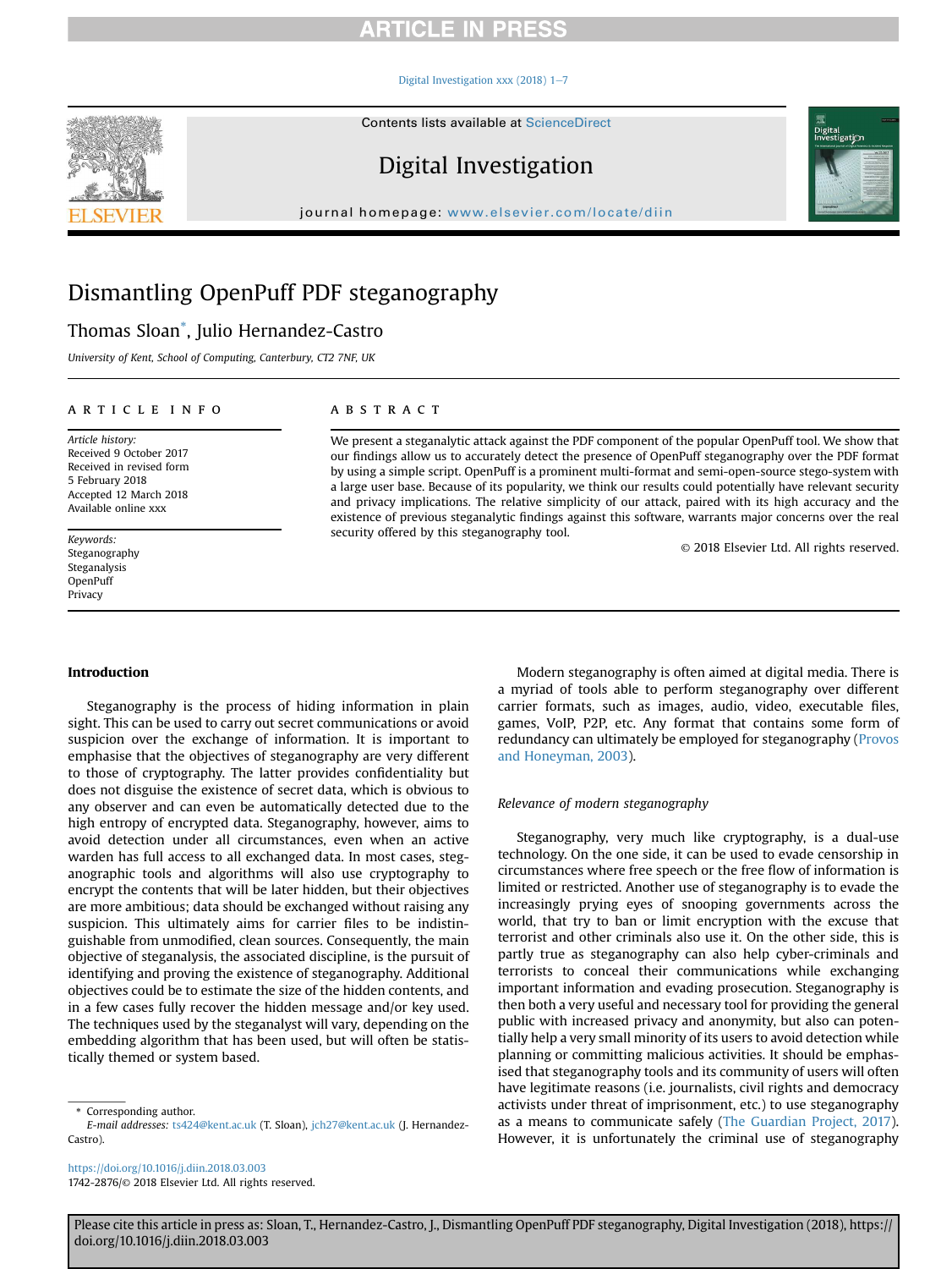# Dismantling OpenPuff PDF steganography

Thomas Sloan[*], Julio Hernandez-Castro

*University of Kent, School of Computing, Canterbury, CT2 7NF, UK*

## ARTICLE INFO

*Article history:*
Received 9 October 2017
Received in revised form
5 February 2018
Accepted 12 March 2018
Available online xxx

*Keywords:*
Steganography
Steganalysis
OpenPuff
Privacy

## ABSTRACT

We present a steganalytic attack against the PDF component of the popular OpenPuff tool. We show that our findings allow us to accurately detect the presence of OpenPuff steganography over the PDF format by using a simple script. OpenPuff is a prominent multi-format and semi-open-source stego-system with a large user base. Because of its popularity, we think our results could potentially have relevant security and privacy implications. The relative simplicity of our attack, paired with its high accuracy and the existence of previous steganalytic findings against this software, warrants major concerns over the real security offered by this steganography tool.

© 2018 Elsevier Ltd. All rights reserved.

## Introduction

Steganography is the process of hiding information in plain sight. This can be used to carry out secret communications or avoid suspicion over the exchange of information. It is important to emphasise that the objectives of steganography are very different to those of cryptography. The latter provides confidentiality but does not disguise the existence of secret data, which is obvious to any observer and can even be automatically detected due to the high entropy of encrypted data. Steganography, however, aims to avoid detection under all circumstances, even when an active warden has full access to all exchanged data. In most cases, steganographic tools and algorithms will also use cryptography to encrypt the contents that will be later hidden, but their objectives are more ambitious; data should be exchanged without raising any suspicion. This ultimately aims for carrier files to be indistinguishable from unmodified, clean sources. Consequently, the main objective of steganalysis, the associated discipline, is the pursuit of identifying and proving the existence of steganography. Additional objectives could be to estimate the size of the hidden contents, and in a few cases fully recover the hidden message and/or key used. The techniques used by the steganalyst will vary, depending on the embedding algorithm that has been used, but will often be statistically themed or system based.

Modern steganography is often aimed at digital media. There is a myriad of tools able to perform steganography over different carrier formats, such as images, audio, video, executable files, games, VoIP, P2P, etc. Any format that contains some form of redundancy can ultimately be employed for steganography (Provos and Honeyman, 2003).

### Relevance of modern steganography

Steganography, very much like cryptography, is a dual-use technology. On the one side, it can be used to evade censorship in circumstances where free speech or the free flow of information is limited or restricted. Another use of steganography is to evade the increasingly prying eyes of snooping governments across the world, that try to ban or limit encryption with the excuse that terrorist and other criminals also use it. On the other side, this is partly true as steganography can also help cyber-criminals and terrorists to conceal their communications while exchanging important information and evading prosecution. Steganography is then both a very useful and necessary tool for providing the general public with increased privacy and anonymity, but also can potentially help a very small minority of its users to avoid detection while planning or committing malicious activities. It should be emphasised that steganography tools and its community of users will often have legitimate reasons (i.e. journalists, civil rights and democracy activists under threat of imprisonment, etc.) to use steganography as a means to communicate safely (The Guardian Project, 2017). However, it is unfortunately the criminal use of steganography

---

[*] Corresponding author.
*E-mail addresses:* ts424@kent.ac.uk (T. Sloan), jch27@kent.ac.uk (J. Hernandez-Castro).

https://doi.org/10.1016/j.diin.2018.03.003
1742-2876/© 2018 Elsevier Ltd. All rights reserved.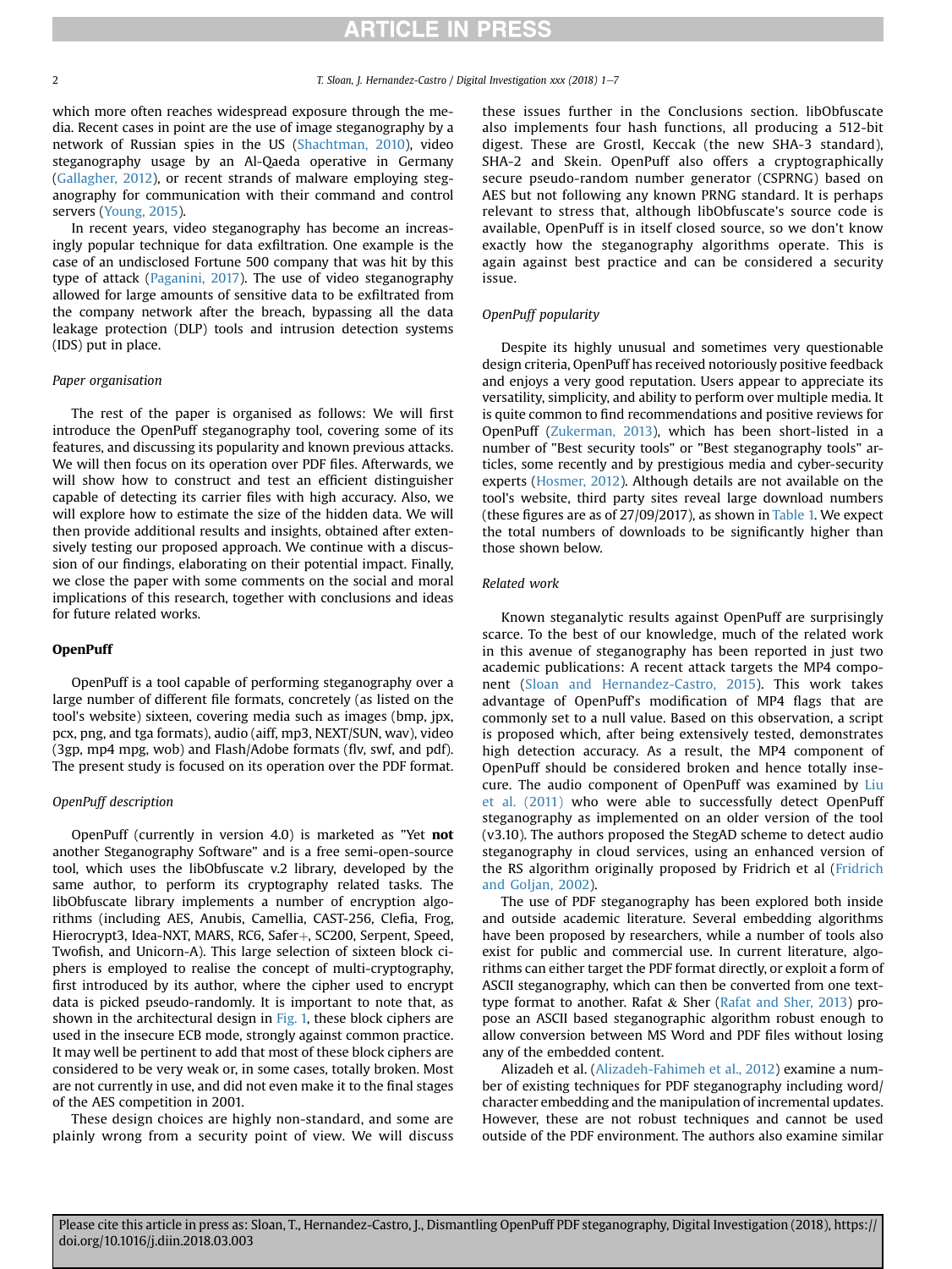which more often reaches widespread exposure through the media. Recent cases in point are the use of image steganography by a network of Russian spies in the US (Shachtman, 2010), video steganography usage by an Al-Qaeda operative in Germany (Gallagher, 2012), or recent strands of malware employing steganography for communication with their command and control servers (Young, 2015).

In recent years, video steganography has become an increasingly popular technique for data exfiltration. One example is the case of an undisclosed Fortune 500 company that was hit by this type of attack (Paganini, 2017). The use of video steganography allowed for large amounts of sensitive data to be exfiltrated from the company network after the breach, bypassing all the data leakage protection (DLP) tools and intrusion detection systems (IDS) put in place.

*Paper organisation*

The rest of the paper is organised as follows: We will first introduce the OpenPuff steganography tool, covering some of its features, and discussing its popularity and known previous attacks. We will then focus on its operation over PDF files. Afterwards, we will show how to construct and test an efficient distinguisher capable of detecting its carrier files with high accuracy. Also, we will explore how to estimate the size of the hidden data. We will then provide additional results and insights, obtained after extensively testing our proposed approach. We continue with a discussion of our findings, elaborating on their potential impact. Finally, we close the paper with some comments on the social and moral implications of this research, together with conclusions and ideas for future related works.

## OpenPuff

OpenPuff is a tool capable of performing steganography over a large number of different file formats, concretely (as listed on the tool's website) sixteen, covering media such as images (bmp, jpx, pcx, png, and tga formats), audio (aiff, mp3, NEXT/SUN, wav), video (3gp, mp4 mpg, wob) and Flash/Adobe formats (flv, swf, and pdf). The present study is focused on its operation over the PDF format.

*OpenPuff description*

OpenPuff (currently in version 4.0) is marketed as "Yet **not** another Steganography Software" and is a free semi-open-source tool, which uses the libObfuscate v.2 library, developed by the same author, to perform its cryptography related tasks. The libObfuscate library implements a number of encryption algorithms (including AES, Anubis, Camellia, CAST-256, Clefia, Frog, Hierocrypt3, Idea-NXT, MARS, RC6, Safer+, SC200, Serpent, Speed, Twofish, and Unicorn-A). This large selection of sixteen block ciphers is employed to realise the concept of multi-cryptography, first introduced by its author, where the cipher used to encrypt data is picked pseudo-randomly. It is important to note that, as shown in the architectural design in Fig. 1, these block ciphers are used in the insecure ECB mode, strongly against common practice. It may well be pertinent to add that most of these block ciphers are considered to be very weak or, in some cases, totally broken. Most are not currently in use, and did not even make it to the final stages of the AES competition in 2001.

These design choices are highly non-standard, and some are plainly wrong from a security point of view. We will discuss these issues further in the Conclusions section. libObfuscate also implements four hash functions, all producing a 512-bit digest. These are Grostl, Keccak (the new SHA-3 standard), SHA-2 and Skein. OpenPuff also offers a cryptographically secure pseudo-random number generator (CSPRNG) based on AES but not following any known PRNG standard. It is perhaps relevant to stress that, although libObfuscate's source code is available, OpenPuff is in itself closed source, so we don't know exactly how the steganography algorithms operate. This is again against best practice and can be considered a security issue.

*OpenPuff popularity*

Despite its highly unusual and sometimes very questionable design criteria, OpenPuff has received notoriously positive feedback and enjoys a very good reputation. Users appear to appreciate its versatility, simplicity, and ability to perform over multiple media. It is quite common to find recommendations and positive reviews for OpenPuff (Zukerman, 2013), which has been short-listed in a number of "Best security tools" or "Best steganography tools" articles, some recently and by prestigious media and cyber-security experts (Hosmer, 2012). Although details are not available on the tool's website, third party sites reveal large download numbers (these figures are as of 27/09/2017), as shown in Table 1. We expect the total numbers of downloads to be significantly higher than those shown below.

*Related work*

Known steganalytic results against OpenPuff are surprisingly scarce. To the best of our knowledge, much of the related work in this avenue of steganography has been reported in just two academic publications: A recent attack targets the MP4 component (Sloan and Hernandez-Castro, 2015). This work takes advantage of OpenPuff's modification of MP4 flags that are commonly set to a null value. Based on this observation, a script is proposed which, after being extensively tested, demonstrates high detection accuracy. As a result, the MP4 component of OpenPuff should be considered broken and hence totally insecure. The audio component of OpenPuff was examined by Liu et al. (2011) who were able to successfully detect OpenPuff steganography as implemented on an older version of the tool (v3.10). The authors proposed the StegAD scheme to detect audio steganography in cloud services, using an enhanced version of the RS algorithm originally proposed by Fridrich et al (Fridrich and Goljan, 2002).

The use of PDF steganography has been explored both inside and outside academic literature. Several embedding algorithms have been proposed by researchers, while a number of tools also exist for public and commercial use. In current literature, algorithms can either target the PDF format directly, or exploit a form of ASCII steganography, which can then be converted from one text-type format to another. Rafat & Sher (Rafat and Sher, 2013) propose an ASCII based steganographic algorithm robust enough to allow conversion between MS Word and PDF files without losing any of the embedded content.

Alizadeh et al. (Alizadeh-Fahimeh et al., 2012) examine a number of existing techniques for PDF steganography including word/character embedding and the manipulation of incremental updates. However, these are not robust techniques and cannot be used outside of the PDF environment. The authors also examine similar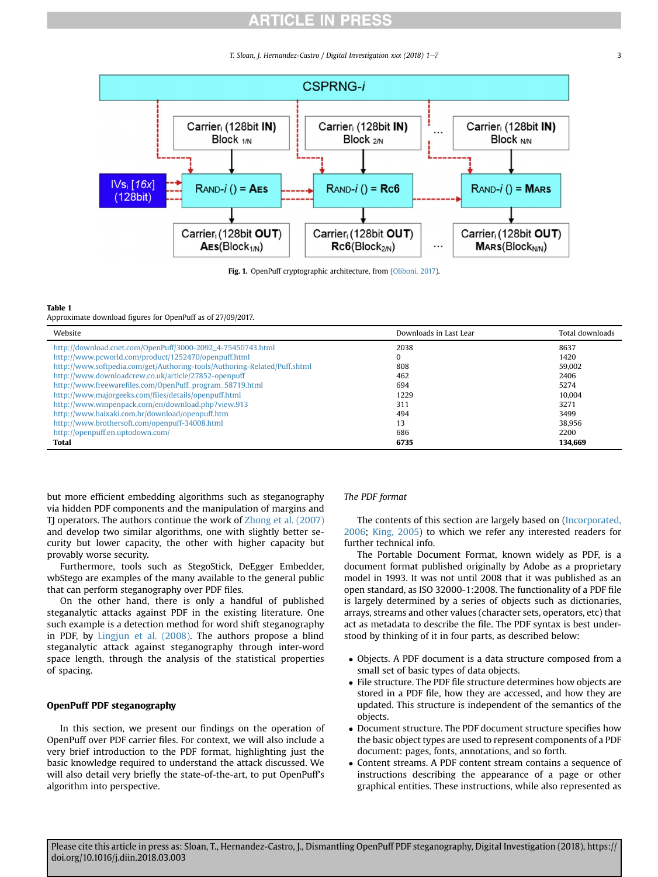Fig. 1. OpenPuff cryptographic architecture, from (Oliboni, 2017).

**Table 1**
Approximate download figures for OpenPuff as of 27/09/2017.

| Website | Downloads in Last Lear | Total downloads |
| --- | --- | --- |
| http://download.cnet.com/OpenPuff/3000-2092_4-75450743.html | 2038 | 8637 |
| http://www.pcworld.com/product/1252470/openpuff.html | 0 | 1420 |
| http://www.softpedia.com/get/Authoring-tools/Authoring-Related/Puff.shtml | 808 | 59,002 |
| http://www.downloadcrew.co.uk/article/27852-openpuff | 462 | 2406 |
| http://www.freewarefiles.com/OpenPuff_program_58719.html | 694 | 5274 |
| http://www.majorgeeks.com/files/details/openpuff.html | 1229 | 10,004 |
| http://www.winpenpack.com/en/download.php?view.913 | 311 | 3271 |
| http://www.baixaki.com.br/download/openpuff.htm | 494 | 3499 |
| http://www.brothersoft.com/openpuff-34008.html | 13 | 38,956 |
| http://openpuff.en.uptodown.com/ | 686 | 2200 |
| **Total** | **6735** | **134,669** |

but more efficient embedding algorithms such as steganography via hidden PDF components and the manipulation of margins and TJ operators. The authors continue the work of Zhong et al. (2007) and develop two similar algorithms, one with slightly better security but lower capacity, the other with higher capacity but provably worse security.

Furthermore, tools such as StegoStick, DeEgger Embedder, wbStego are examples of the many available to the general public that can perform steganography over PDF files.

On the other hand, there is only a handful of published steganalytic attacks against PDF in the existing literature. One such example is a detection method for word shift steganography in PDF, by Lingjun et al. (2008). The authors propose a blind steganalytic attack against steganography through inter-word space length, through the analysis of the statistical properties of spacing.

## OpenPuff PDF steganography

In this section, we present our findings on the operation of OpenPuff over PDF carrier files. For context, we will also include a very brief introduction to the PDF format, highlighting just the basic knowledge required to understand the attack discussed. We will also detail very briefly the state-of-the-art, to put OpenPuff's algorithm into perspective.

### *The PDF format*

The contents of this section are largely based on (Incorporated, 2006; King, 2005) to which we refer any interested readers for further technical info.

The Portable Document Format, known widely as PDF, is a document format published originally by Adobe as a proprietary model in 1993. It was not until 2008 that it was published as an open standard, as ISO 32000-1:2008. The functionality of a PDF file is largely determined by a series of objects such as dictionaries, arrays, streams and other values (character sets, operators, etc) that act as metadata to describe the file. The PDF syntax is best understood by thinking of it in four parts, as described below:

- Objects. A PDF document is a data structure composed from a small set of basic types of data objects.
- File structure. The PDF file structure determines how objects are stored in a PDF file, how they are accessed, and how they are updated. This structure is independent of the semantics of the objects.
- Document structure. The PDF document structure specifies how the basic object types are used to represent components of a PDF document: pages, fonts, annotations, and so forth.
- Content streams. A PDF content stream contains a sequence of instructions describing the appearance of a page or other graphical entities. These instructions, while also represented as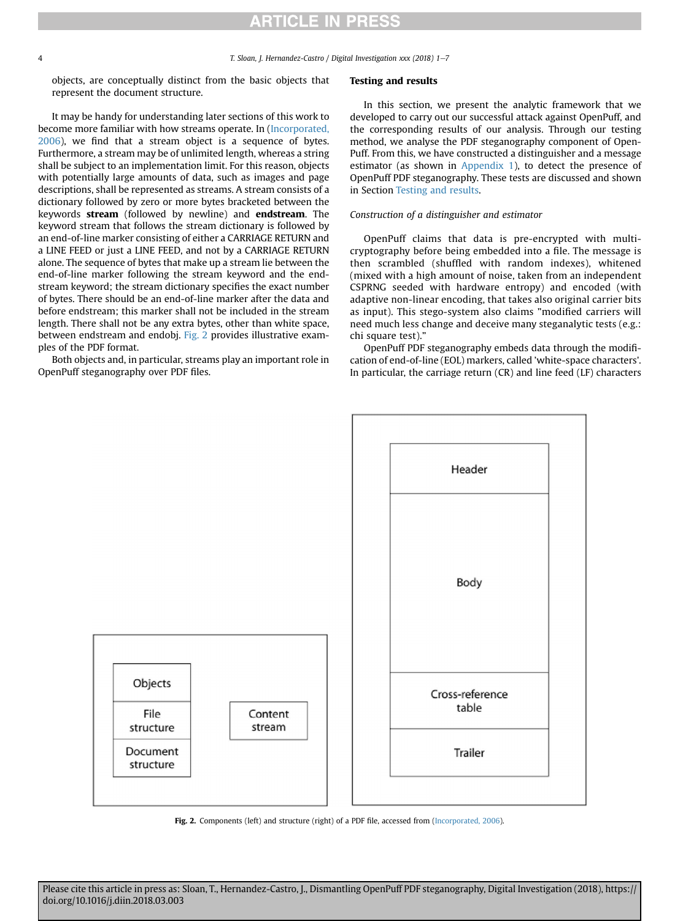objects, are conceptually distinct from the basic objects that represent the document structure.

It may be handy for understanding later sections of this work to become more familiar with how streams operate. In (Incorporated, 2006), we find that a stream object is a sequence of bytes. Furthermore, a stream may be of unlimited length, whereas a string shall be subject to an implementation limit. For this reason, objects with potentially large amounts of data, such as images and page descriptions, shall be represented as streams. A stream consists of a dictionary followed by zero or more bytes bracketed between the keywords **stream** (followed by newline) and **endstream**. The keyword stream that follows the stream dictionary is followed by an end-of-line marker consisting of either a CARRIAGE RETURN and a LINE FEED or just a LINE FEED, and not by a CARRIAGE RETURN alone. The sequence of bytes that make up a stream lie between the end-of-line marker following the stream keyword and the end-stream keyword; the stream dictionary specifies the exact number of bytes. There should be an end-of-line marker after the data and before endstream; this marker shall not be included in the stream length. There shall not be any extra bytes, other than white space, between endstream and endobj. Fig. 2 provides illustrative examples of the PDF format.

Both objects and, in particular, streams play an important role in OpenPuff steganography over PDF files.

## Testing and results

In this section, we present the analytic framework that we developed to carry out our successful attack against OpenPuff, and the corresponding results of our analysis. Through our testing method, we analyse the PDF steganography component of OpenPuff. From this, we have constructed a distinguisher and a message estimator (as shown in Appendix 1), to detect the presence of OpenPuff PDF steganography. These tests are discussed and shown in Section Testing and results.

### *Construction of a distinguisher and estimator*

OpenPuff claims that data is pre-encrypted with multi-cryptography before being embedded into a file. The message is then scrambled (shuffled with random indexes), whitened (mixed with a high amount of noise, taken from an independent CSPRNG seeded with hardware entropy) and encoded (with adaptive non-linear encoding, that takes also original carrier bits as input). This stego-system also claims "modified carriers will need much less change and deceive many steganalytic tests (e.g.: chi square test)."

OpenPuff PDF steganography embeds data through the modification of end-of-line (EOL) markers, called 'white-space characters'. In particular, the carriage return (CR) and line feed (LF) characters

| Objects | Content stream |
|---|---|
| File structure | |
| Document structure | |

| Header |
|---|
| Body |
| Cross-reference table |
| Trailer |

**Fig. 2.** Components (left) and structure (right) of a PDF file, accessed from (Incorporated, 2006).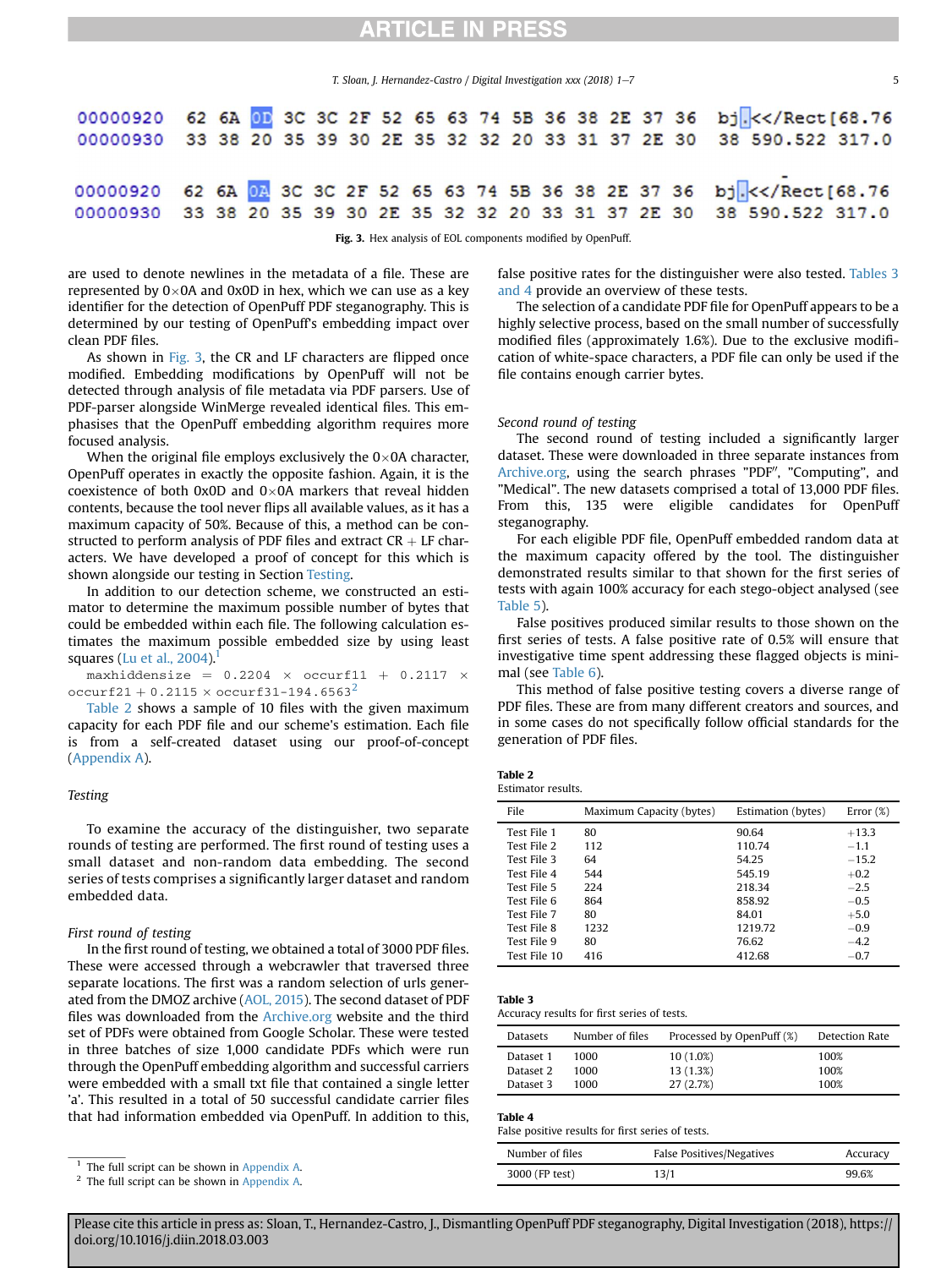```
00000920  62 6A 0D 3C 3C 2F 52 65 63 74 5B 36 38 2E 37 36   bj.<</Rect[68.76
00000930  33 38 20 35 39 30 2E 35 32 32 20 33 31 37 2E 30   38 590.522 317.0

00000920  62 6A 0A 3C 3C 2F 52 65 63 74 5B 36 38 2E 37 36   bj.<</Rect[68.76
00000930  33 38 20 35 39 30 2E 35 32 32 20 33 31 37 2E 30   38 590.522 317.0
```

**Fig. 3.** Hex analysis of EOL components modified by OpenPuff.

are used to denote newlines in the metadata of a file. These are represented by 0×0A and 0x0D in hex, which we can use as a key identifier for the detection of OpenPuff PDF steganography. This is determined by our testing of OpenPuff's embedding impact over clean PDF files.

As shown in Fig. 3, the CR and LF characters are flipped once modified. Embedding modifications by OpenPuff will not be detected through analysis of file metadata via PDF parsers. Use of PDF-parser alongside WinMerge revealed identical files. This emphasises that the OpenPuff embedding algorithm requires more focused analysis.

When the original file employs exclusively the 0×0A character, OpenPuff operates in exactly the opposite fashion. Again, it is the coexistence of both 0x0D and 0×0A markers that reveal hidden contents, because the tool never flips all available values, as it has a maximum capacity of 50%. Because of this, a method can be constructed to perform analysis of PDF files and extract CR + LF characters. We have developed a proof of concept for this which is shown alongside our testing in Section Testing.

In addition to our detection scheme, we constructed an estimator to determine the maximum possible number of bytes that could be embedded within each file. The following calculation estimates the maximum possible embedded size by using least squares (Lu et al., 2004).[1]

maxhiddensize = 0.2204 × occurf11 + 0.2117 × occurf21 + 0.2115 × occurf31-194.6563[2]

Table 2 shows a sample of 10 files with the given maximum capacity for each PDF file and our scheme's estimation. Each file is from a self-created dataset using our proof-of-concept (Appendix A).

## Testing

To examine the accuracy of the distinguisher, two separate rounds of testing are performed. The first round of testing uses a small dataset and non-random data embedding. The second series of tests comprises a significantly larger dataset and random embedded data.

### First round of testing

In the first round of testing, we obtained a total of 3000 PDF files. These were accessed through a webcrawler that traversed three separate locations. The first was a random selection of urls generated from the DMOZ archive (AOL, 2015). The second dataset of PDF files was downloaded from the Archive.org website and the third set of PDFs were obtained from Google Scholar. These were tested in three batches of size 1,000 candidate PDFs which were run through the OpenPuff embedding algorithm and successful carriers were embedded with a small txt file that contained a single letter 'a'. This resulted in a total of 50 successful candidate carrier files that had information embedded via OpenPuff. In addition to this, false positive rates for the distinguisher were also tested. Tables 3 and 4 provide an overview of these tests.

The selection of a candidate PDF file for OpenPuff appears to be a highly selective process, based on the small number of successfully modified files (approximately 1.6%). Due to the exclusive modification of white-space characters, a PDF file can only be used if the file contains enough carrier bytes.

### Second round of testing

The second round of testing included a significantly larger dataset. These were downloaded in three separate instances from Archive.org, using the search phrases "PDF", "Computing", and "Medical". The new datasets comprised a total of 13,000 PDF files. From this, 135 were eligible candidates for OpenPuff steganography.

For each eligible PDF file, OpenPuff embedded random data at the maximum capacity offered by the tool. The distinguisher demonstrated results similar to that shown for the first series of tests with again 100% accuracy for each stego-object analysed (see Table 5).

False positives produced similar results to those shown on the first series of tests. A false positive rate of 0.5% will ensure that investigative time spent addressing these flagged objects is minimal (see Table 6).

This method of false positive testing covers a diverse range of PDF files. These are from many different creators and sources, and in some cases do not specifically follow official standards for the generation of PDF files.

**Table 2**
Estimator results.

| File | Maximum Capacity (bytes) | Estimation (bytes) | Error (%) |
|---|---|---|---|
| Test File 1 | 80 | 90.64 | +13.3 |
| Test File 2 | 112 | 110.74 | −1.1 |
| Test File 3 | 64 | 54.25 | −15.2 |
| Test File 4 | 544 | 545.19 | +0.2 |
| Test File 5 | 224 | 218.34 | −2.5 |
| Test File 6 | 864 | 858.92 | −0.5 |
| Test File 7 | 80 | 84.01 | +5.0 |
| Test File 8 | 1232 | 1219.72 | −0.9 |
| Test File 9 | 80 | 76.62 | −4.2 |
| Test File 10 | 416 | 412.68 | −0.7 |

**Table 3**
Accuracy results for first series of tests.

| Datasets | Number of files | Processed by OpenPuff (%) | Detection Rate |
|---|---|---|---|
| Dataset 1 | 1000 | 10 (1.0%) | 100% |
| Dataset 2 | 1000 | 13 (1.3%) | 100% |
| Dataset 3 | 1000 | 27 (2.7%) | 100% |

**Table 4**
False positive results for first series of tests.

| Number of files | False Positives/Negatives | Accuracy |
|---|---|---|
| 3000 (FP test) | 13/1 | 99.6% |

[1] The full script can be shown in Appendix A.
[2] The full script can be shown in Appendix A.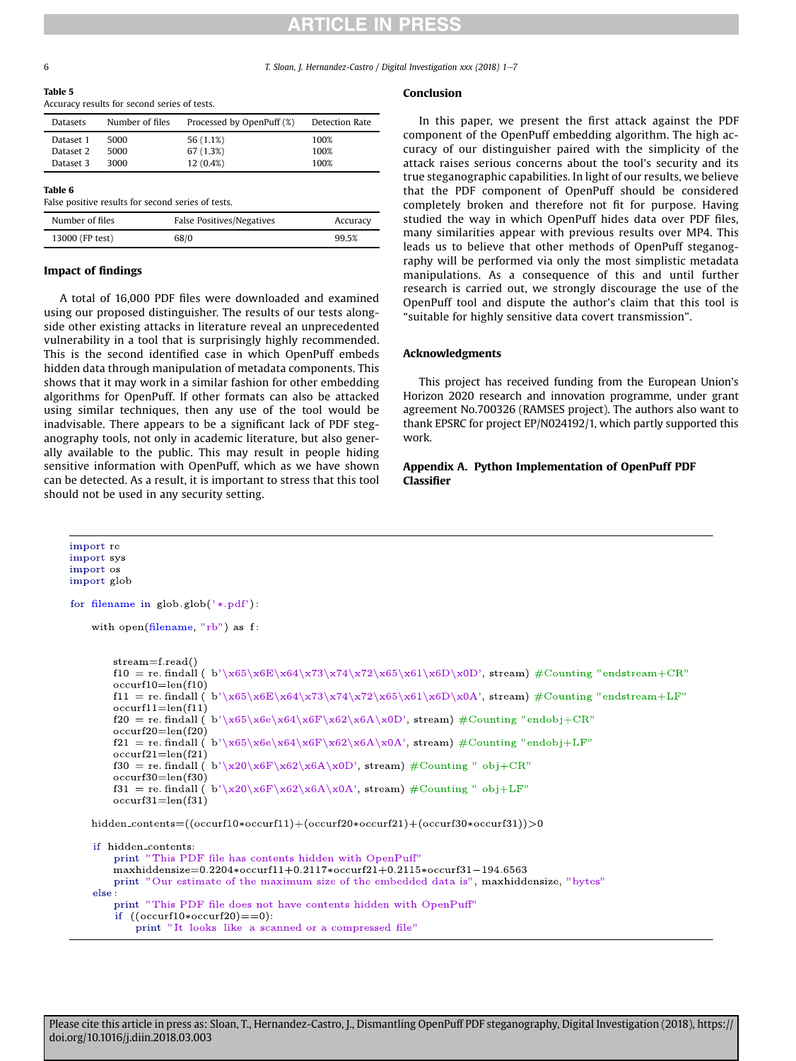**Table 5**
Accuracy results for second series of tests.

| Datasets | Number of files | Processed by OpenPuff (%) | Detection Rate |
|---|---|---|---|
| Dataset 1 | 5000 | 56 (1.1%) | 100% |
| Dataset 2 | 5000 | 67 (1.3%) | 100% |
| Dataset 3 | 3000 | 12 (0.4%) | 100% |

**Table 6**
False positive results for second series of tests.

| Number of files | False Positives/Negatives | Accuracy |
|---|---|---|
| 13000 (FP test) | 68/0 | 99.5% |

## Impact of findings

A total of 16,000 PDF files were downloaded and examined using our proposed distinguisher. The results of our tests alongside other existing attacks in literature reveal an unprecedented vulnerability in a tool that is surprisingly highly recommended. This is the second identified case in which OpenPuff embeds hidden data through manipulation of metadata components. This shows that it may work in a similar fashion for other embedding algorithms for OpenPuff. If other formats can also be attacked using similar techniques, then any use of the tool would be inadvisable. There appears to be a significant lack of PDF steganography tools, not only in academic literature, but also generally available to the public. This may result in people hiding sensitive information with OpenPuff, which as we have shown can be detected. As a result, it is important to stress that this tool should not be used in any security setting.

## Conclusion

In this paper, we present the first attack against the PDF component of the OpenPuff embedding algorithm. The high accuracy of our distinguisher paired with the simplicity of the attack raises serious concerns about the tool's security and its true steganographic capabilities. In light of our results, we believe that the PDF component of OpenPuff should be considered completely broken and therefore not fit for purpose. Having studied the way in which OpenPuff hides data over PDF files, many similarities appear with previous results over MP4. This leads us to believe that other methods of OpenPuff steganography will be performed via only the most simplistic metadata manipulations. As a consequence of this and until further research is carried out, we strongly discourage the use of the OpenPuff tool and dispute the author's claim that this tool is "suitable for highly sensitive data covert transmission".

## Acknowledgments

This project has received funding from the European Union's Horizon 2020 research and innovation programme, under grant agreement No.700326 (RAMSES project). The authors also want to thank EPSRC for project EP/N024192/1, which partly supported this work.

## Appendix A. Python Implementation of OpenPuff PDF Classifier

```
import re
import sys
import os
import glob

for filename in glob.glob('*.pdf'):

    with open(filename, "rb") as f:


        stream=f.read()
        f10 = re.findall( b'\x65\x6E\x64\x73\x74\x72\x65\x61\x6D\x0D', stream) #Counting "endstream+CR"
        occurf10=len(f10)
        f11 = re.findall( b'\x65\x6E\x64\x73\x74\x72\x65\x61\x6D\x0A', stream) #Counting "endstream+LF"
        occurf11=len(f11)
        f20 = re.findall( b'\x65\x6e\x64\x6F\x62\x6A\x0D', stream) #Counting "endobj+CR"
        occurf20=len(f20)
        f21 = re.findall( b'\x65\x6e\x64\x6F\x62\x6A\x0A', stream) #Counting "endobj+LF"
        occurf21=len(f21)
        f30 = re.findall( b'\x20\x6F\x62\x6A\x0D', stream) #Counting " obj+CR"
        occurf30=len(f30)
        f31 = re.findall( b'\x20\x6F\x62\x6A\x0A', stream) #Counting " obj+LF"
        occurf31=len(f31)

    hidden_contents=((occurf10*occurf11)+(occurf20*occurf21)+(occurf30*occurf31))>0

    if hidden_contents:
        print "This PDF file has contents hidden with OpenPuff"
        maxhiddensize=0.2204*occurf11+0.2117*occurf21+0.2115*occurf31-194.6563
        print "Our estimate of the maximum size of the embedded data is", maxhiddensize, "bytes"
    else:
        print "This PDF file does not have contents hidden with OpenPuff"
        if ((occurf10*occurf20)==0):
            print "It looks like a scanned or a compressed file"
```

Please cite this article in press as: Sloan, T., Hernandez-Castro, J., Dismantling OpenPuff PDF steganography, Digital Investigation (2018), https://doi.org/10.1016/j.diin.2018.03.003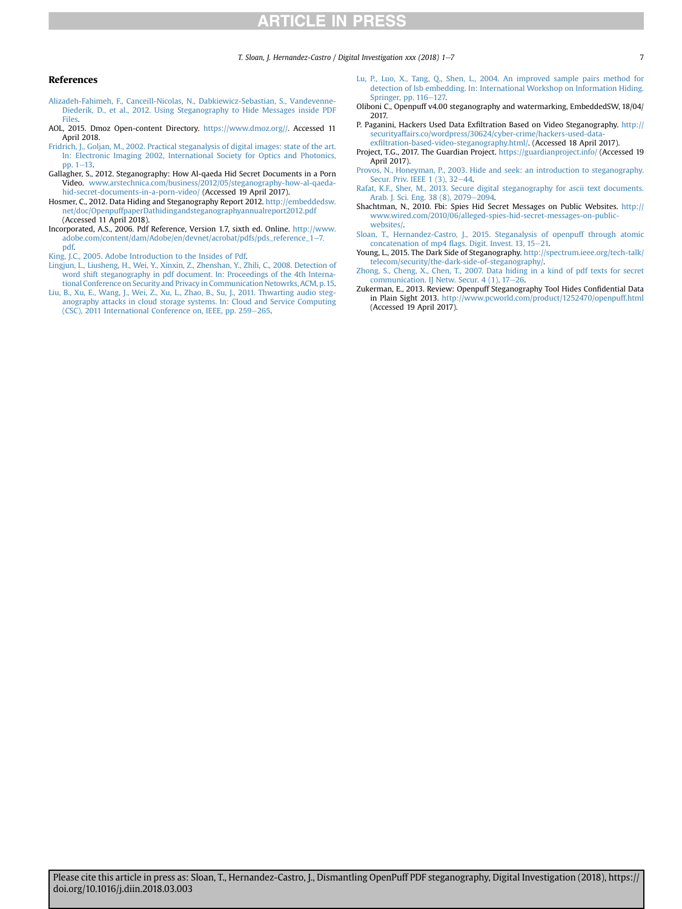## References

Alizadeh-Fahimeh, F., Canceill-Nicolas, N., Dabkiewicz-Sebastian, S., Vandevenne-Diederik, D., et al., 2012. Using Steganography to Hide Messages inside PDF Files.

AOL, 2015. Dmoz Open-content Directory. https://www.dmoz.org//. Accessed 11 April 2018.

Fridrich, J., Goljan, M., 2002. Practical steganalysis of digital images: state of the art. In: Electronic Imaging 2002, International Society for Optics and Photonics, pp. 1–13.

Gallagher, S., 2012. Steganography: How Al-qaeda Hid Secret Documents in a Porn Video. www.arstechnica.com/business/2012/05/steganography-how-al-qaeda-hid-secret-documents-in-a-porn-video/ (Accessed 19 April 2017).

Hosmer, C., 2012. Data Hiding and Steganography Report 2012. http://embeddedsw.net/doc/OpenpuffpaperDathidingandsteganographyannualreport2012.pdf (Accessed 11 April 2018).

Incorporated, A.S., 2006. Pdf Reference, Version 1.7, sixth ed. Online. http://www.adobe.com/content/dam/Adobe/en/devnet/acrobat/pdfs/pds_reference_1–7.pdf.

King, J.C., 2005. Adobe Introduction to the Insides of Pdf.

Lingjun, L., Liusheng, H., Wei, Y., Xinxin, Z., Zhenshan, Y., Zhili, C., 2008. Detection of word shift steganography in pdf document. In: Proceedings of the 4th International Conference on Security and Privacy in Communication Netowrks, ACM, p. 15.

Liu, B., Xu, E., Wang, J., Wei, Z., Xu, L., Zhao, B., Su, J., 2011. Thwarting audio steganography attacks in cloud storage systems. In: Cloud and Service Computing (CSC), 2011 International Conference on, IEEE, pp. 259–265.

Lu, P., Luo, X., Tang, Q., Shen, L., 2004. An improved sample pairs method for detection of lsb embedding. In: International Workshop on Information Hiding. Springer, pp. 116–127.

Oliboni C., Openpuff v4.00 steganography and watermarking, EmbeddedSW, 18/04/2017.

P. Paganini, Hackers Used Data Exfiltration Based on Video Steganography. http://securityaffairs.co/wordpress/30624/cyber-crime/hackers-used-data-exfiltration-based-video-steganography.html/. (Accessed 18 April 2017).

Project, T.G., 2017. The Guardian Project. https://guardianproject.info/ (Accessed 19 April 2017).

Provos, N., Honeyman, P., 2003. Hide and seek: an introduction to steganography. Secur. Priv. IEEE 1 (3), 32–44.

Rafat, K.F., Sher, M., 2013. Secure digital steganography for ascii text documents. Arab. J. Sci. Eng. 38 (8), 2079–2094.

Shachtman, N., 2010. Fbi: Spies Hid Secret Messages on Public Websites. http://www.wired.com/2010/06/alleged-spies-hid-secret-messages-on-public-websites/.

Sloan, T., Hernandez-Castro, J., 2015. Steganalysis of openpuff through atomic concatenation of mp4 flags. Digit. Invest. 13, 15–21.

Young, L., 2015. The Dark Side of Steganography. http://spectrum.ieee.org/tech-talk/telecom/security/the-dark-side-of-steganography/.

Zhong, S., Cheng, X., Chen, T., 2007. Data hiding in a kind of pdf texts for secret communication. IJ Netw. Secur. 4 (1), 17–26.

Zukerman, E., 2013. Review: Openpuff Steganography Tool Hides Confidential Data in Plain Sight 2013. http://www.pcworld.com/product/1252470/openpuff.html (Accessed 19 April 2017).